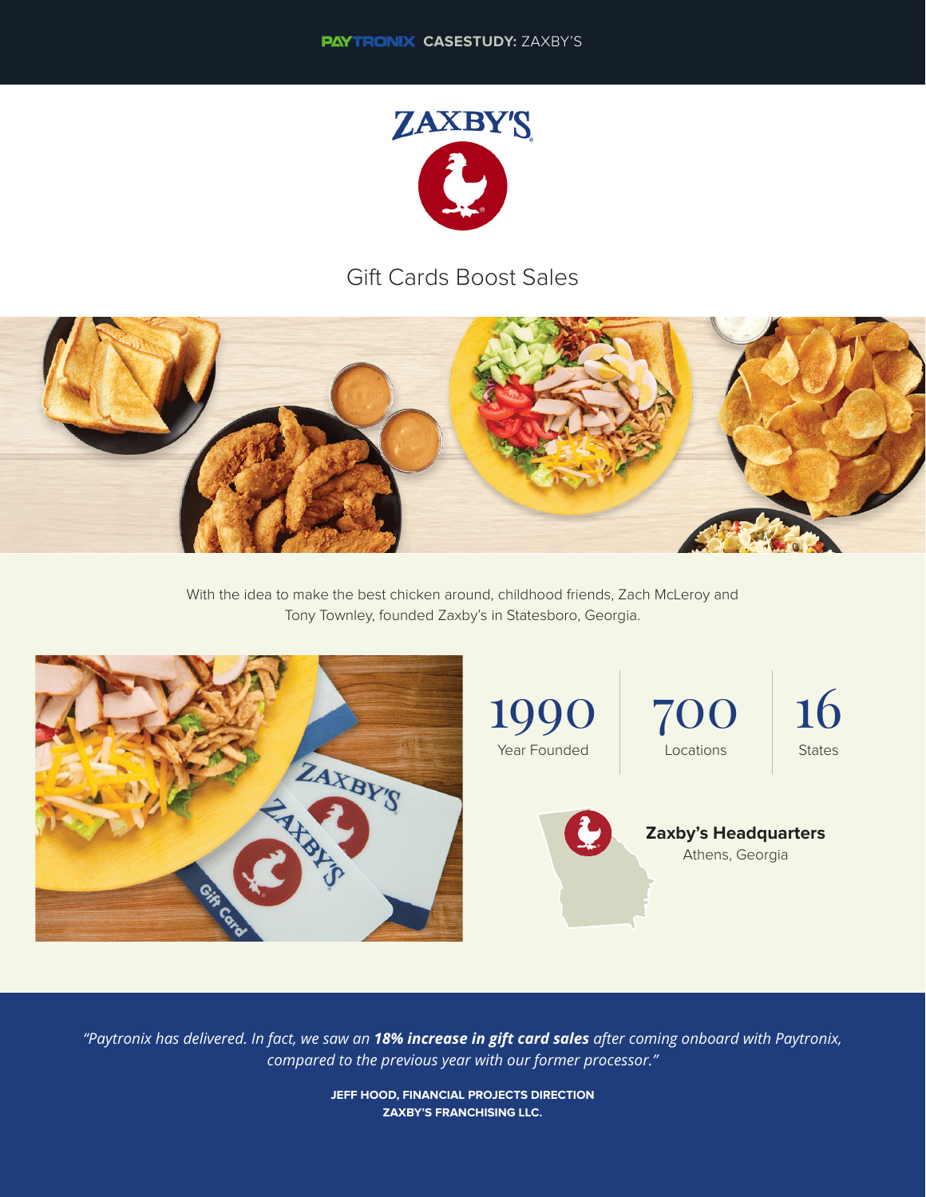**PAYTRONIX CASESTUDY:** ZAXBY'S

# Gift Cards Boost Sales

With the idea to make the best chicken around, childhood friends, Zach McLeroy and Tony Townley, founded Zaxby's in Statesboro, Georgia.

**1990**
Year Founded

**700**
Locations

**16**
States

**Zaxby's Headquarters**
Athens, Georgia

*"Paytronix has delivered. In fact, we saw an **18% increase in gift card sales** after coming onboard with Paytronix, compared to the previous year with our former processor."*

**JEFF HOOD, FINANCIAL PROJECTS DIRECTION**
**ZAXBY'S FRANCHISING LLC.**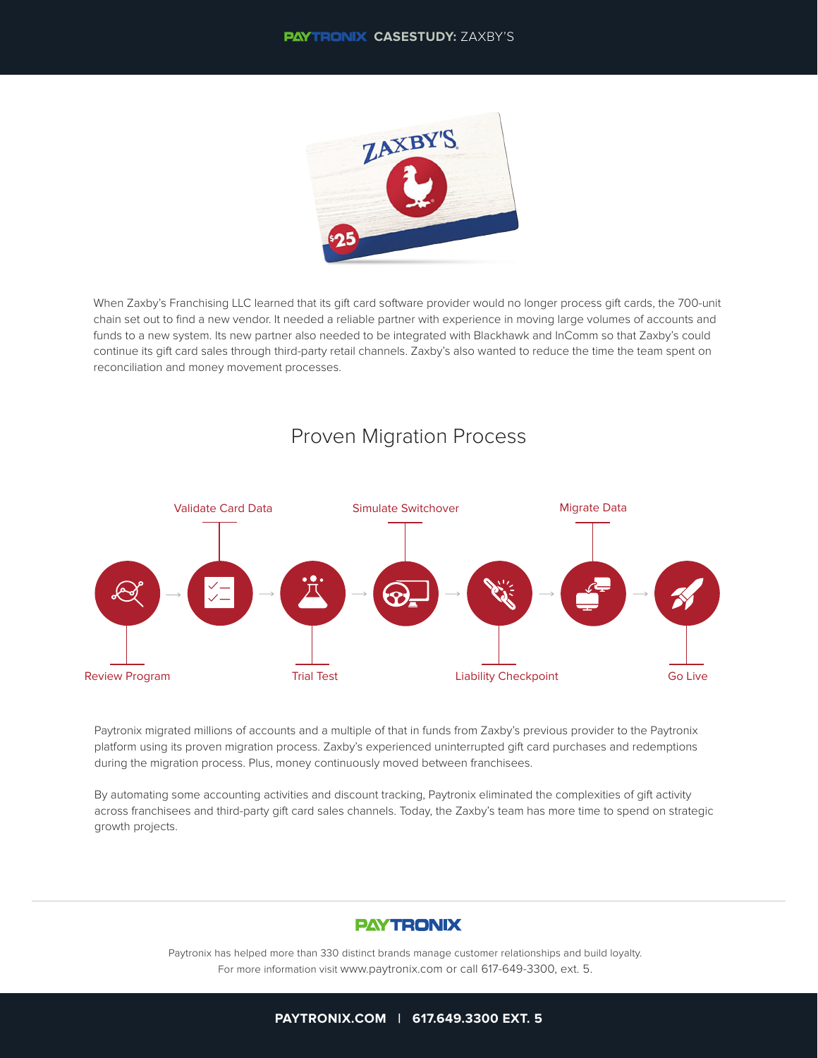PAYTRONIX **CASESTUDY:** ZAXBY'S

When Zaxby's Franchising LLC learned that its gift card software provider would no longer process gift cards, the 700-unit chain set out to find a new vendor. It needed a reliable partner with experience in moving large volumes of accounts and funds to a new system. Its new partner also needed to be integrated with Blackhawk and InComm so that Zaxby's could continue its gift card sales through third-party retail channels. Zaxby's also wanted to reduce the time the team spent on reconciliation and money movement processes.

## Proven Migration Process

Review Program → Validate Card Data → Trial Test → Simulate Switchover → Liability Checkpoint → Migrate Data → Go Live

Paytronix migrated millions of accounts and a multiple of that in funds from Zaxby's previous provider to the Paytronix platform using its proven migration process. Zaxby's experienced uninterrupted gift card purchases and redemptions during the migration process. Plus, money continuously moved between franchisees.

By automating some accounting activities and discount tracking, Paytronix eliminated the complexities of gift activity across franchisees and third-party gift card sales channels. Today, the Zaxby's team has more time to spend on strategic growth projects.

**PAYTRONIX**

Paytronix has helped more than 330 distinct brands manage customer relationships and build loyalty.
For more information visit www.paytronix.com or call 617-649-3300, ext. 5.

**PAYTRONIX.COM | 617.649.3300 EXT. 5**